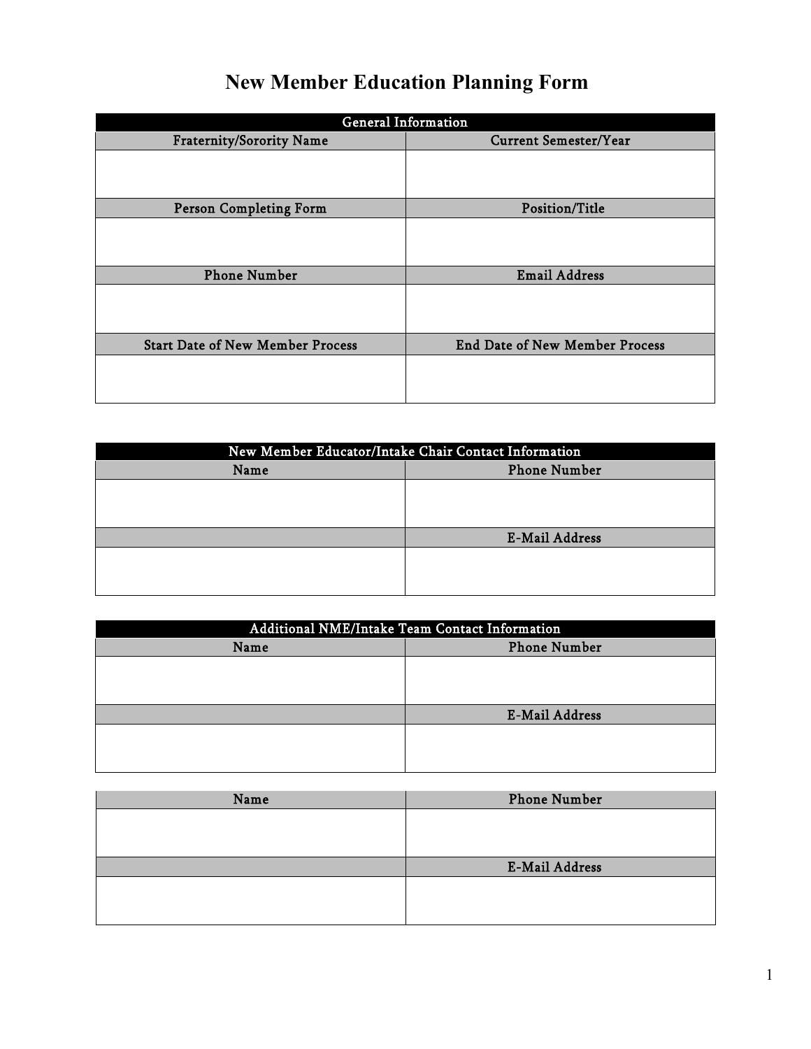# New Member Education Planning Form

| General Information | |
|---|---|
| **Fraternity/Sorority Name** | **Current Semester/Year** |
| | |
| **Person Completing Form** | **Position/Title** |
| | |
| **Phone Number** | **Email Address** |
| | |
| **Start Date of New Member Process** | **End Date of New Member Process** |
| | |

| New Member Educator/Intake Chair Contact Information | |
|---|---|
| **Name** | **Phone Number** |
| | |
| | **E-Mail Address** |
| | |

| Additional NME/Intake Team Contact Information | |
|---|---|
| **Name** | **Phone Number** |
| | |
| | **E-Mail Address** |
| | |

| Name | Phone Number |
|---|---|
| | |
| | **E-Mail Address** |
| | |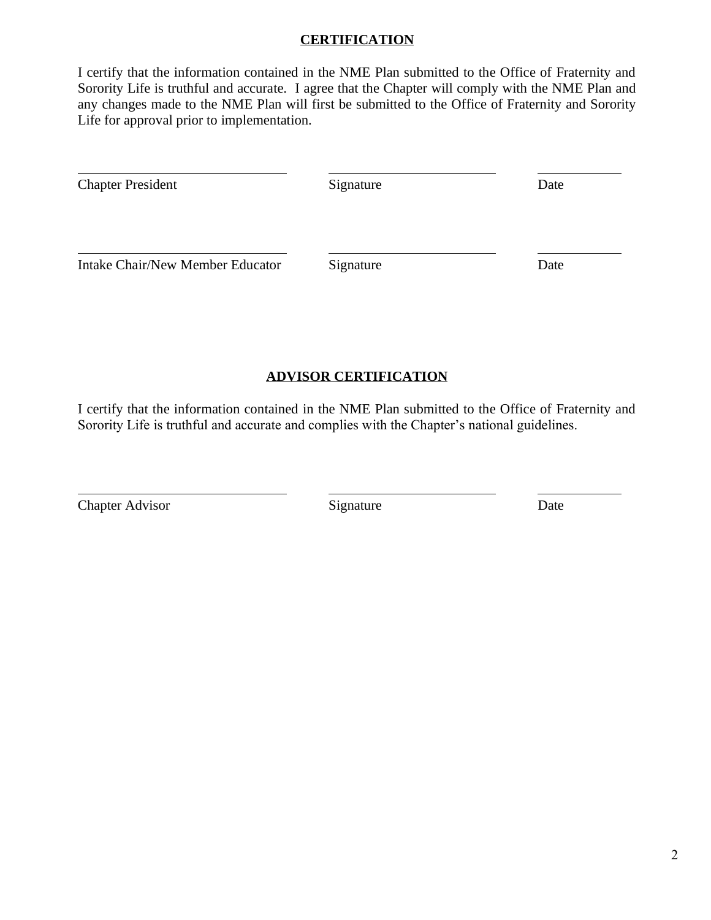## CERTIFICATION

I certify that the information contained in the NME Plan submitted to the Office of Fraternity and Sorority Life is truthful and accurate. I agree that the Chapter will comply with the NME Plan and any changes made to the NME Plan will first be submitted to the Office of Fraternity and Sorority Life for approval prior to implementation.

| ______________________________ | ______________________________ | ______________ |
| --- | --- | --- |
| Chapter President | Signature | Date |

| ______________________________ | ______________________________ | ______________ |
| --- | --- | --- |
| Intake Chair/New Member Educator | Signature | Date |

## ADVISOR CERTIFICATION

I certify that the information contained in the NME Plan submitted to the Office of Fraternity and Sorority Life is truthful and accurate and complies with the Chapter's national guidelines.

| ______________________________ | ______________________________ | ______________ |
| --- | --- | --- |
| Chapter Advisor | Signature | Date |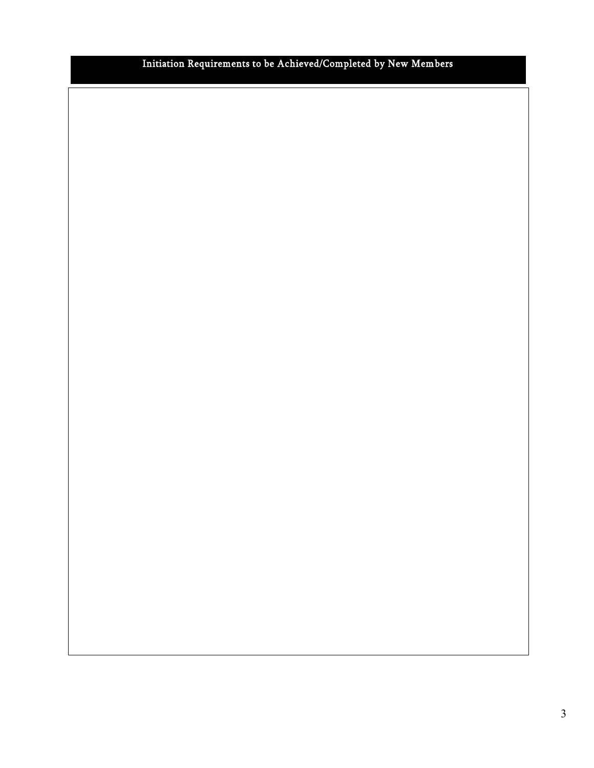## Initiation Requirements to be Achieved/Completed by New Members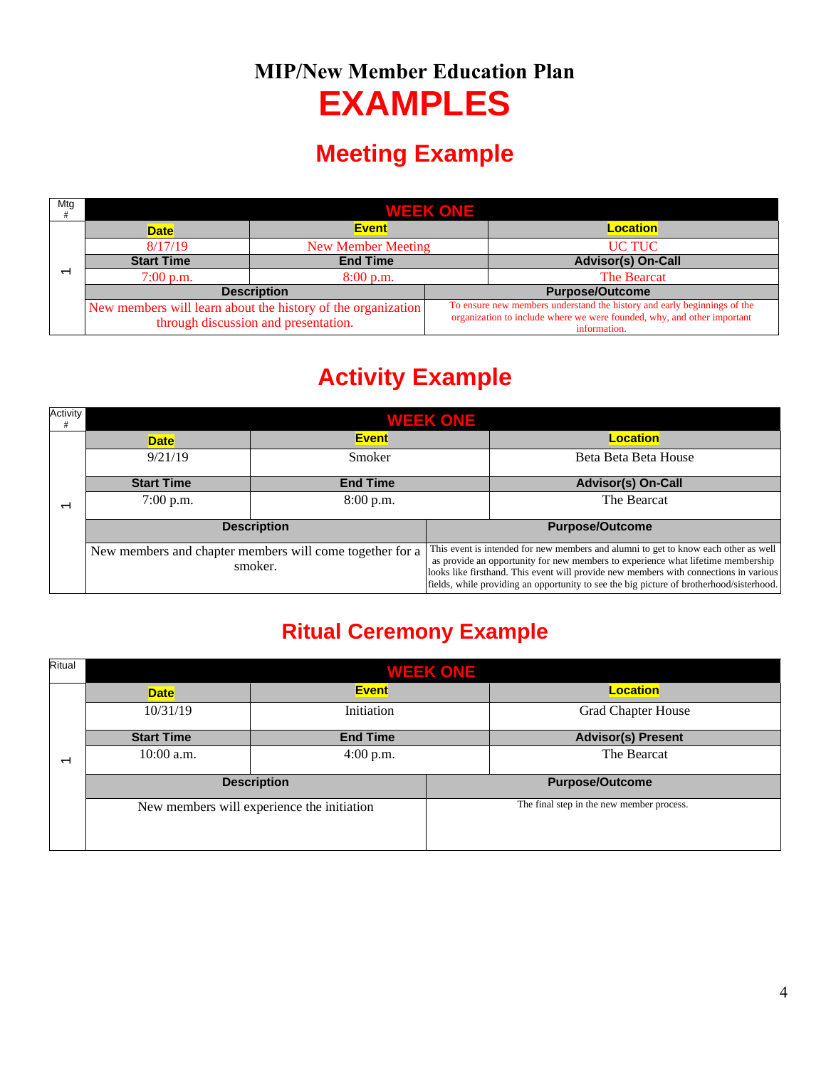# MIP/New Member Education Plan

# EXAMPLES

## Meeting Example

| Mtg # | WEEK ONE | | |
|---|---|---|---|
| 1 | **Date** | **Event** | **Location** |
| | 8/17/19 | New Member Meeting | UC TUC |
| | **Start Time** | **End Time** | **Advisor(s) On-Call** |
| | 7:00 p.m. | 8:00 p.m. | The Bearcat |
| | **Description** | | **Purpose/Outcome** |
| | New members will learn about the history of the organization through discussion and presentation. | | To ensure new members understand the history and early beginnings of the organization to include where we were founded, why, and other important information. |

## Activity Example

| Activity # | WEEK ONE | | |
|---|---|---|---|
| 1 | **Date** | **Event** | **Location** |
| | 9/21/19 | Smoker | Beta Beta Beta House |
| | **Start Time** | **End Time** | **Advisor(s) On-Call** |
| | 7:00 p.m. | 8:00 p.m. | The Bearcat |
| | **Description** | | **Purpose/Outcome** |
| | New members and chapter members will come together for a smoker. | | This event is intended for new members and alumni to get to know each other as well as provide an opportunity for new members to experience what lifetime membership looks like firsthand. This event will provide new members with connections in various fields, while providing an opportunity to see the big picture of brotherhood/sisterhood. |

## Ritual Ceremony Example

| Ritual | WEEK ONE | | |
|---|---|---|---|
| 1 | **Date** | **Event** | **Location** |
| | 10/31/19 | Initiation | Grad Chapter House |
| | **Start Time** | **End Time** | **Advisor(s) Present** |
| | 10:00 a.m. | 4:00 p.m. | The Bearcat |
| | **Description** | | **Purpose/Outcome** |
| | New members will experience the initiation | | The final step in the new member process. |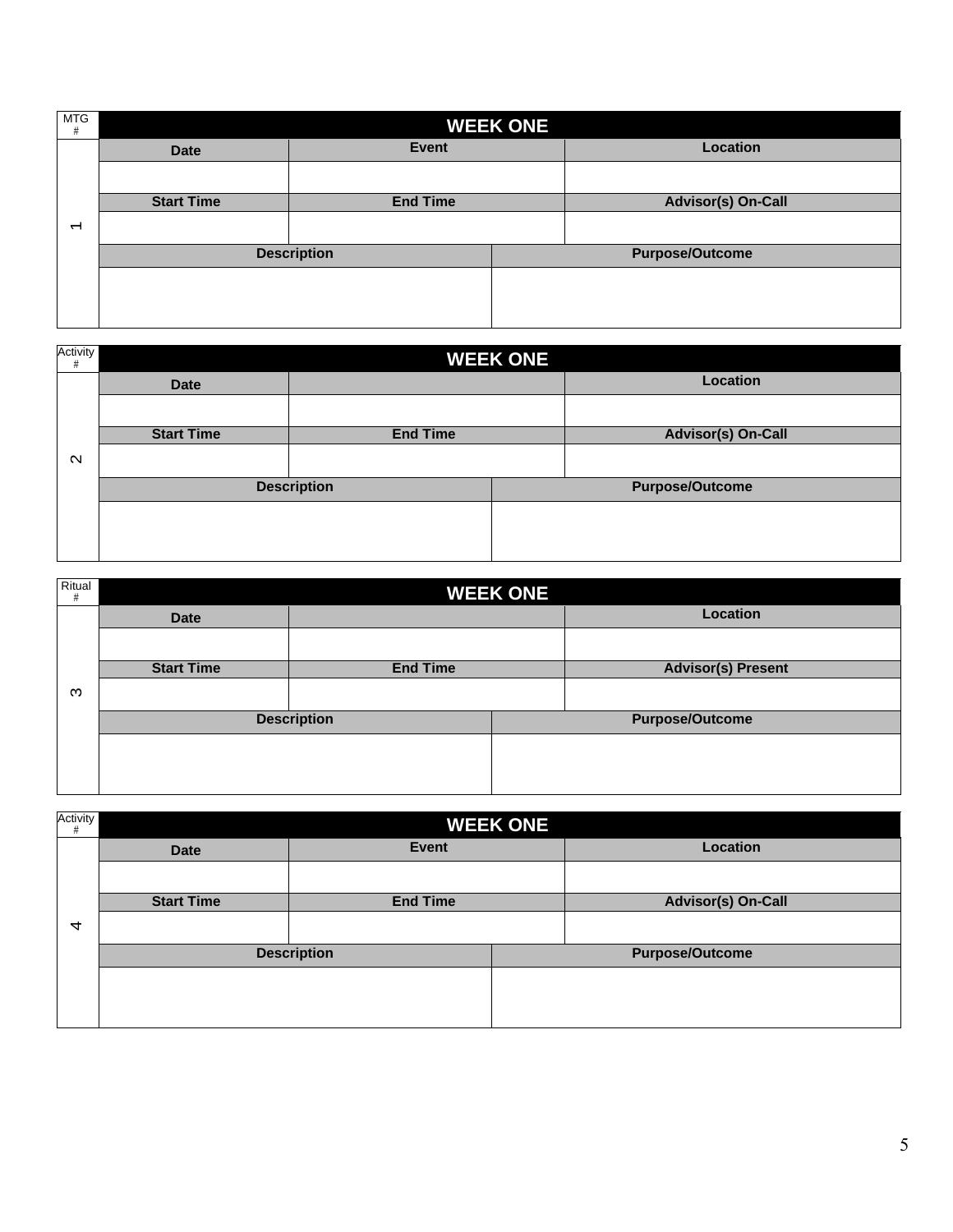| MTG # | WEEK ONE | | |
|---|---|---|---|
| 1 | Date | Event | Location |
| | | | |
| | Start Time | End Time | Advisor(s) On-Call |
| | | | |
| | Description | | Purpose/Outcome |
| | | | |

| Activity # | WEEK ONE | | |
|---|---|---|---|
| 2 | Date | | Location |
| | | | |
| | Start Time | End Time | Advisor(s) On-Call |
| | | | |
| | Description | | Purpose/Outcome |
| | | | |

| Ritual # | WEEK ONE | | |
|---|---|---|---|
| 3 | Date | | Location |
| | | | |
| | Start Time | End Time | Advisor(s) Present |
| | | | |
| | Description | | Purpose/Outcome |
| | | | |

| Activity # | WEEK ONE | | |
|---|---|---|---|
| 4 | Date | Event | Location |
| | | | |
| | Start Time | End Time | Advisor(s) On-Call |
| | | | |
| | Description | | Purpose/Outcome |
| | | | |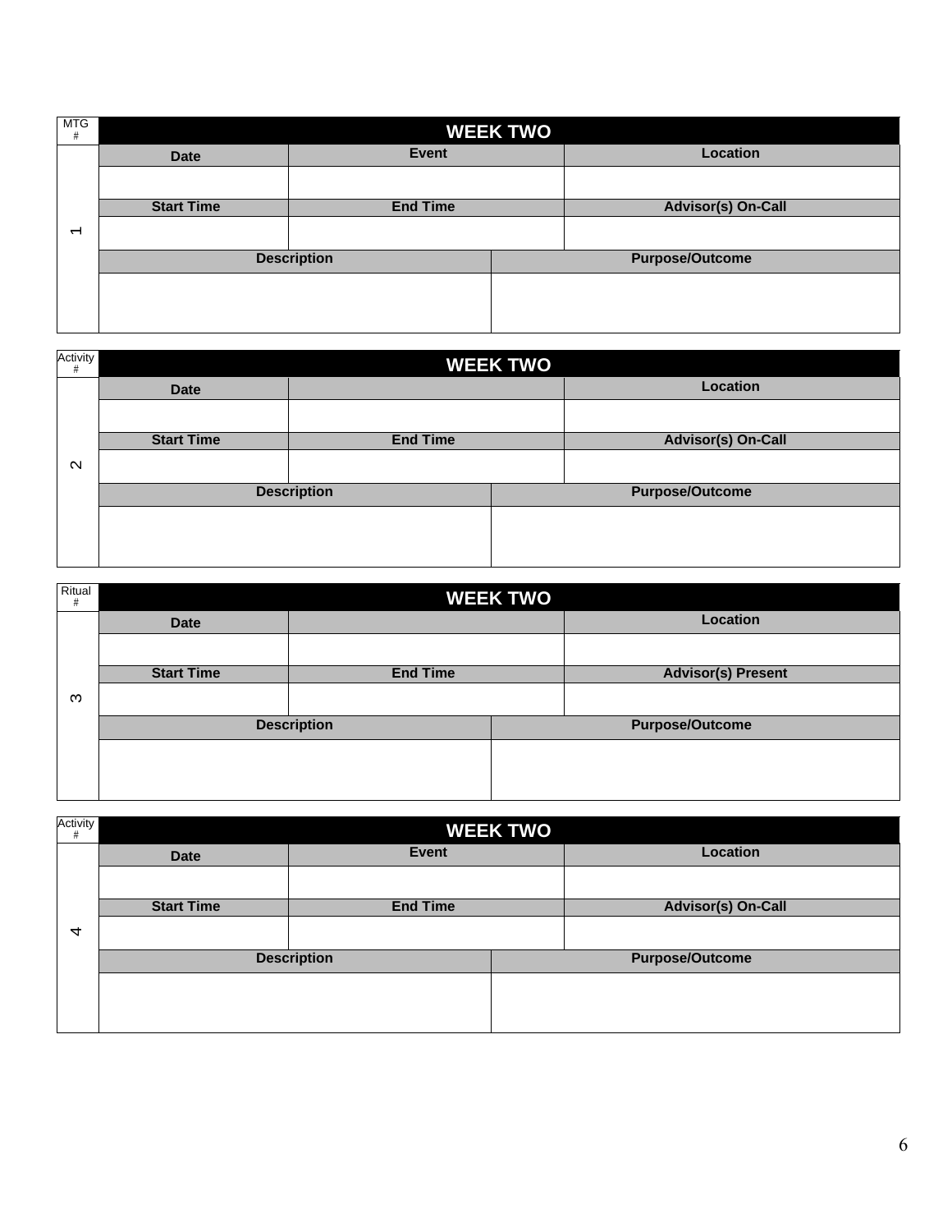| MTG # | WEEK TWO | | | |
|---|---|---|---|---|
| 1 | Date | Event | | Location |
| | | | | |
| | Start Time | End Time | | Advisor(s) On-Call |
| | | | | |
| | Description | | Purpose/Outcome | |
| | | | | |

| Activity # | WEEK TWO | | | |
|---|---|---|---|---|
| 2 | Date | | | Location |
| | | | | |
| | Start Time | End Time | | Advisor(s) On-Call |
| | | | | |
| | Description | | Purpose/Outcome | |
| | | | | |

| Ritual # | WEEK TWO | | | |
|---|---|---|---|---|
| 3 | Date | | | Location |
| | | | | |
| | Start Time | End Time | | Advisor(s) Present |
| | | | | |
| | Description | | Purpose/Outcome | |
| | | | | |

| Activity # | WEEK TWO | | | |
|---|---|---|---|---|
| 4 | Date | Event | | Location |
| | | | | |
| | Start Time | End Time | | Advisor(s) On-Call |
| | | | | |
| | Description | | Purpose/Outcome | |
| | | | | |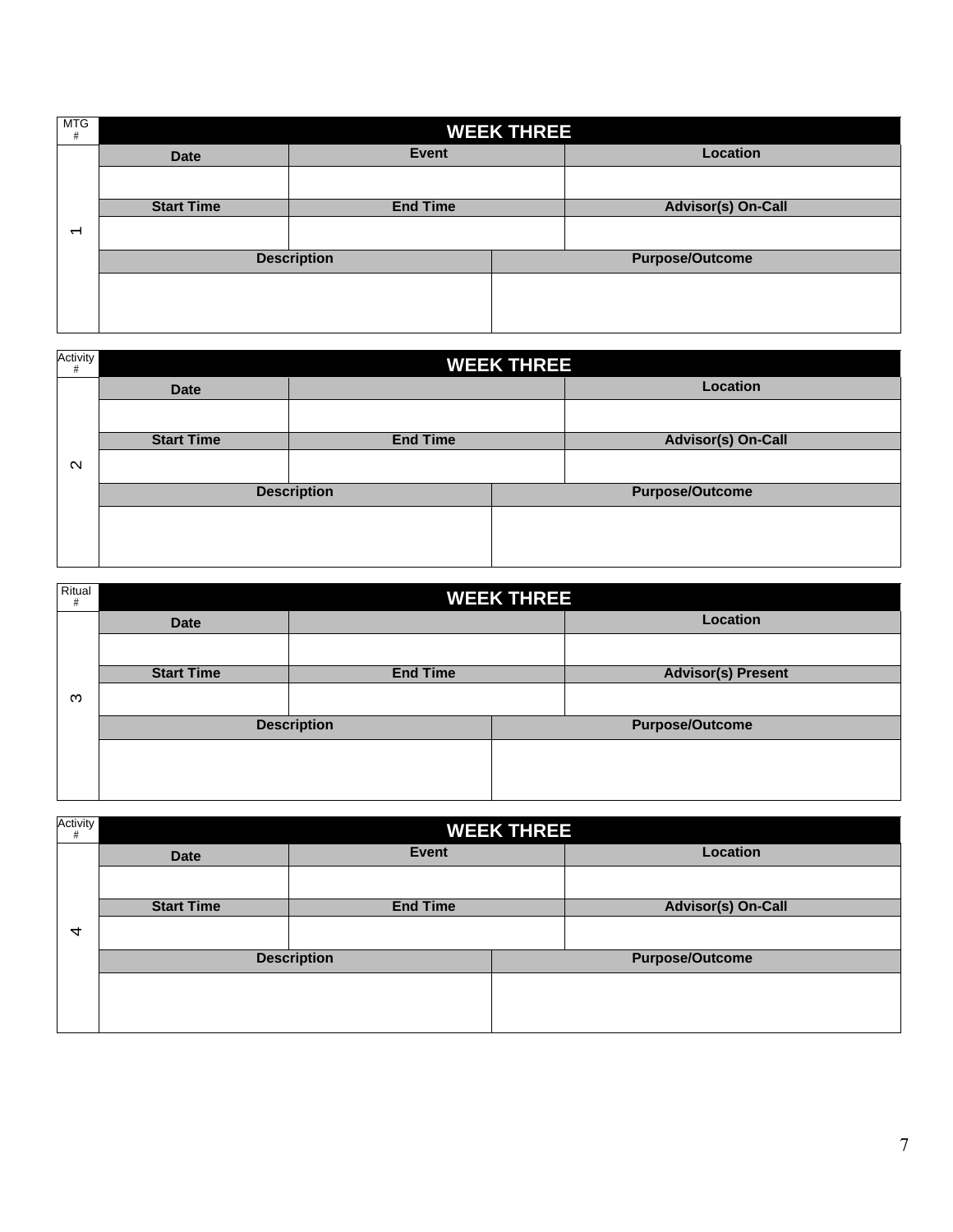| MTG # | WEEK THREE | | |
|---|---|---|---|
| 1 | Date | Event | Location |
| | | | |
| | Start Time | End Time | Advisor(s) On-Call |
| | | | |
| | Description | | Purpose/Outcome |
| | | | |

| Activity # | WEEK THREE | | |
|---|---|---|---|
| 2 | Date | | Location |
| | | | |
| | Start Time | End Time | Advisor(s) On-Call |
| | | | |
| | Description | | Purpose/Outcome |
| | | | |

| Ritual # | WEEK THREE | | |
|---|---|---|---|
| 3 | Date | | Location |
| | | | |
| | Start Time | End Time | Advisor(s) Present |
| | | | |
| | Description | | Purpose/Outcome |
| | | | |

| Activity # | WEEK THREE | | |
|---|---|---|---|
| 4 | Date | Event | Location |
| | | | |
| | Start Time | End Time | Advisor(s) On-Call |
| | | | |
| | Description | | Purpose/Outcome |
| | | | |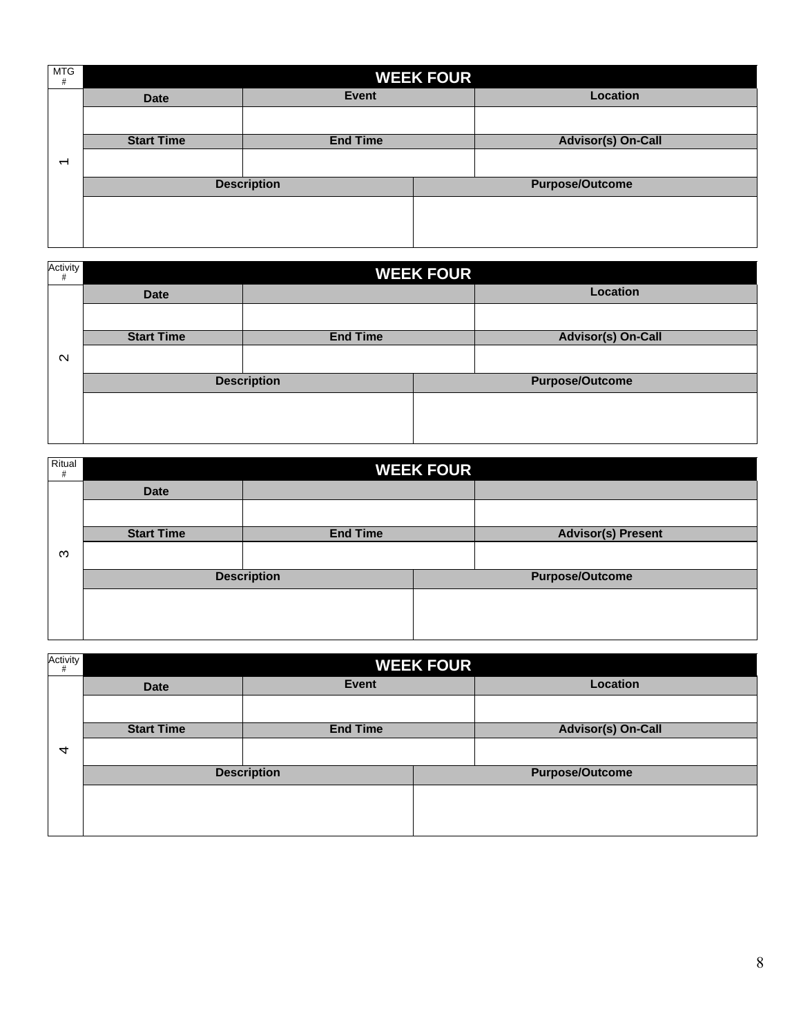| MTG # | WEEK FOUR | | | |
|---|---|---|---|---|
| 1 | Date | Event | | Location |
| | | | | |
| | Start Time | End Time | | Advisor(s) On-Call |
| | | | | |
| | Description | | Purpose/Outcome | |
| | | | | |

| Activity # | WEEK FOUR | | | |
|---|---|---|---|---|
| 2 | Date | | | Location |
| | | | | |
| | Start Time | End Time | | Advisor(s) On-Call |
| | | | | |
| | Description | | Purpose/Outcome | |
| | | | | |

| Ritual # | WEEK FOUR | | | |
|---|---|---|---|---|
| 3 | Date | | | |
| | | | | |
| | Start Time | End Time | | Advisor(s) Present |
| | | | | |
| | Description | | Purpose/Outcome | |
| | | | | |

| Activity # | WEEK FOUR | | | |
|---|---|---|---|---|
| 4 | Date | Event | | Location |
| | | | | |
| | Start Time | End Time | | Advisor(s) On-Call |
| | | | | |
| | Description | | Purpose/Outcome | |
| | | | | |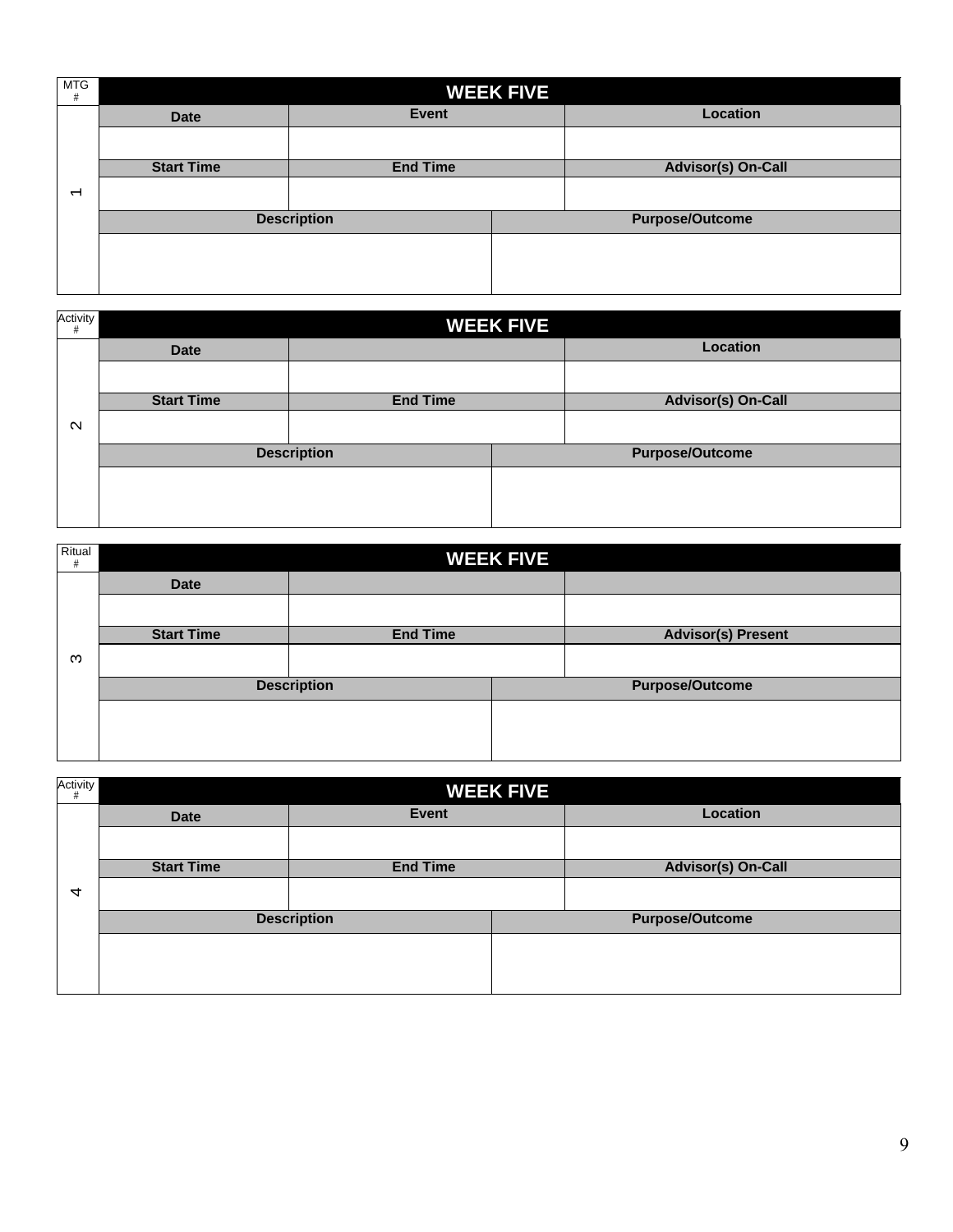| MTG # | WEEK FIVE | | | |
|---|---|---|---|---|
| 1 | **Date** | **Event** | | **Location** |
| | | | | |
| | **Start Time** | **End Time** | | **Advisor(s) On-Call** |
| | | | | |
| | **Description** | | **Purpose/Outcome** | |
| | | | | |

| Activity # | WEEK FIVE | | | |
|---|---|---|---|---|
| 2 | **Date** | | | **Location** |
| | | | | |
| | **Start Time** | **End Time** | | **Advisor(s) On-Call** |
| | | | | |
| | **Description** | | **Purpose/Outcome** | |
| | | | | |

| Ritual # | WEEK FIVE | | | |
|---|---|---|---|---|
| 3 | **Date** | | | |
| | | | | |
| | **Start Time** | **End Time** | | **Advisor(s) Present** |
| | | | | |
| | **Description** | | **Purpose/Outcome** | |
| | | | | |

| Activity # | WEEK FIVE | | | |
|---|---|---|---|---|
| 4 | **Date** | **Event** | | **Location** |
| | | | | |
| | **Start Time** | **End Time** | | **Advisor(s) On-Call** |
| | | | | |
| | **Description** | | **Purpose/Outcome** | |
| | | | | |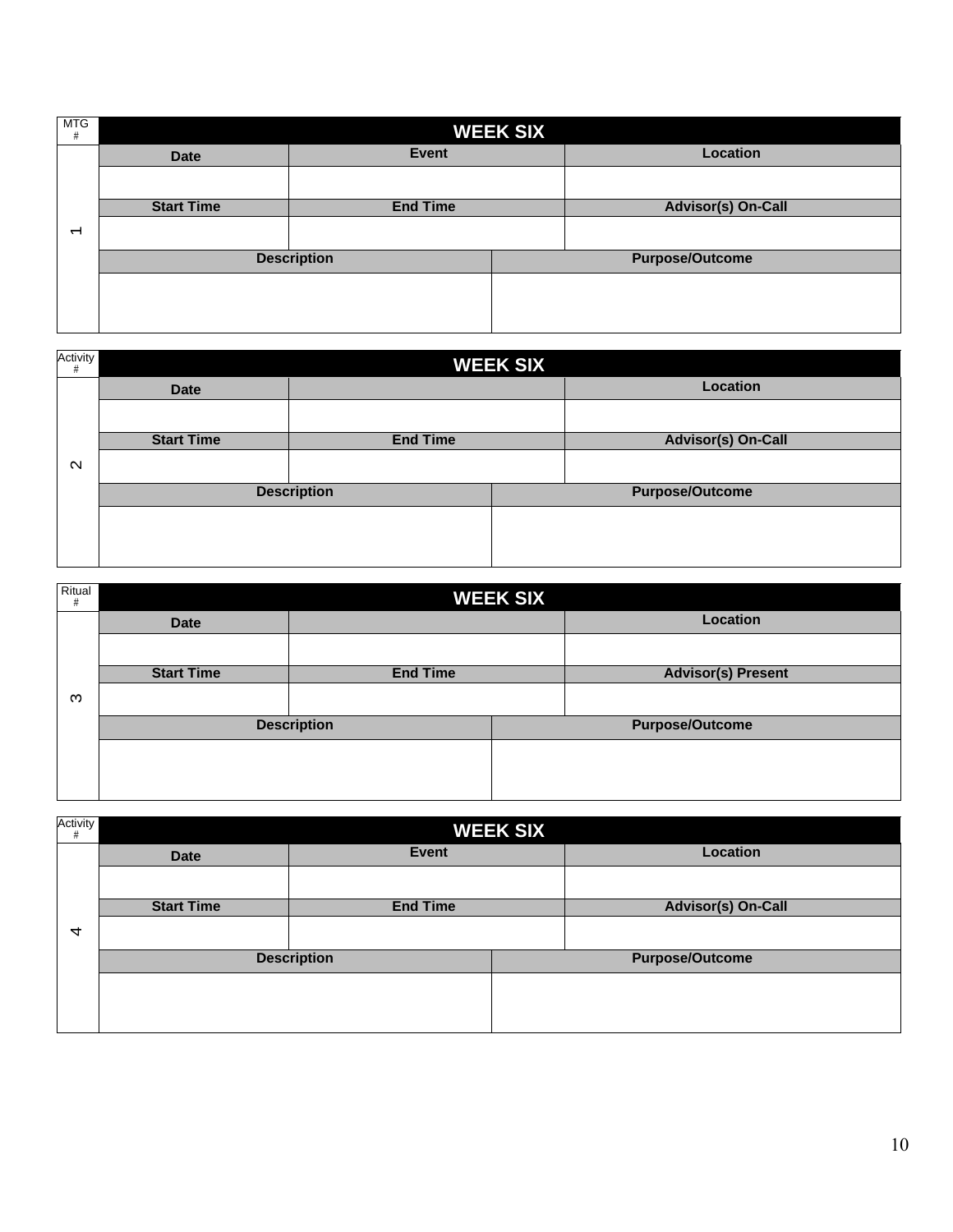| MTG # | WEEK SIX | | | |
|---|---|---|---|---|
| 1 | Date | Event | | Location |
| | | | | |
| | Start Time | End Time | | Advisor(s) On-Call |
| | | | | |
| | Description | | Purpose/Outcome | |
| | | | | |

| Activity # | WEEK SIX | | | |
|---|---|---|---|---|
| 2 | Date | | | Location |
| | | | | |
| | Start Time | End Time | | Advisor(s) On-Call |
| | | | | |
| | Description | | Purpose/Outcome | |
| | | | | |

| Ritual # | WEEK SIX | | | |
|---|---|---|---|---|
| 3 | Date | | | Location |
| | | | | |
| | Start Time | End Time | | Advisor(s) Present |
| | | | | |
| | Description | | Purpose/Outcome | |
| | | | | |

| Activity # | WEEK SIX | | | |
|---|---|---|---|---|
| 4 | Date | Event | | Location |
| | | | | |
| | Start Time | End Time | | Advisor(s) On-Call |
| | | | | |
| | Description | | Purpose/Outcome | |
| | | | | |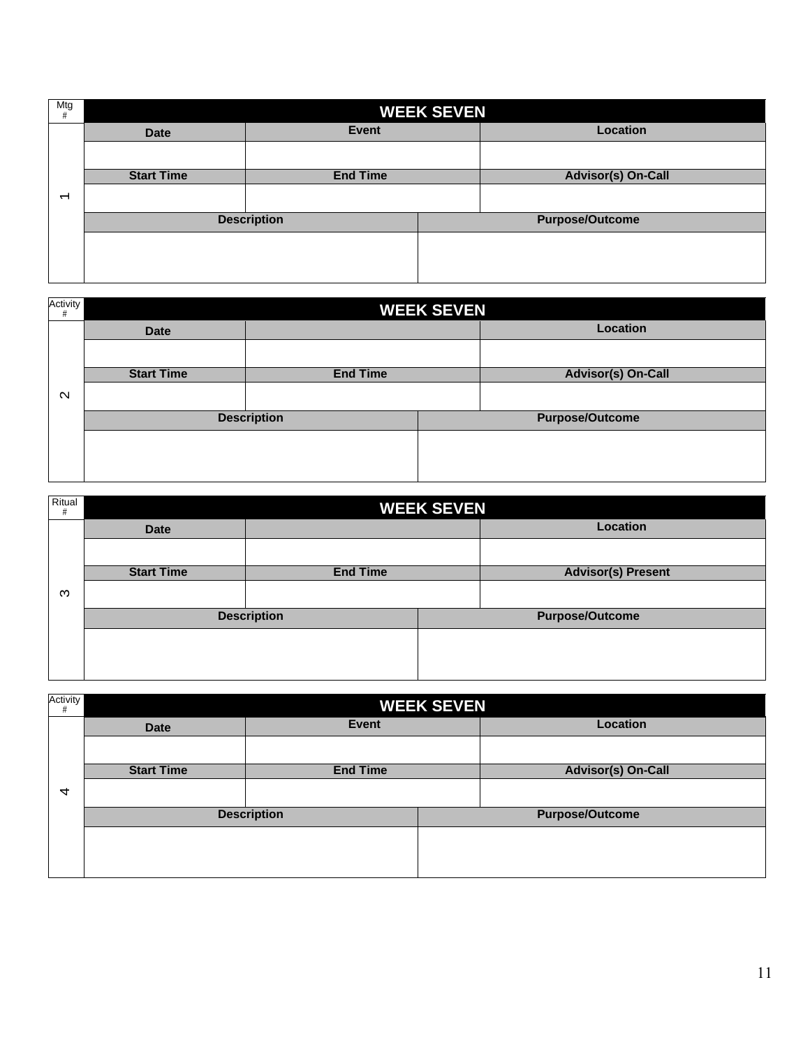| Mtg # | WEEK SEVEN | | |
|---|---|---|---|
| 1 | Date | Event | Location |
| | | | |
| | Start Time | End Time | Advisor(s) On-Call |
| | | | |
| | Description | | Purpose/Outcome |
| | | | |

| Activity # | WEEK SEVEN | | |
|---|---|---|---|
| 2 | Date | | Location |
| | | | |
| | Start Time | End Time | Advisor(s) On-Call |
| | | | |
| | Description | | Purpose/Outcome |
| | | | |

| Ritual # | WEEK SEVEN | | |
|---|---|---|---|
| 3 | Date | | Location |
| | | | |
| | Start Time | End Time | Advisor(s) Present |
| | | | |
| | Description | | Purpose/Outcome |
| | | | |

| Activity # | WEEK SEVEN | | |
|---|---|---|---|
| 4 | Date | Event | Location |
| | | | |
| | Start Time | End Time | Advisor(s) On-Call |
| | | | |
| | Description | | Purpose/Outcome |
| | | | |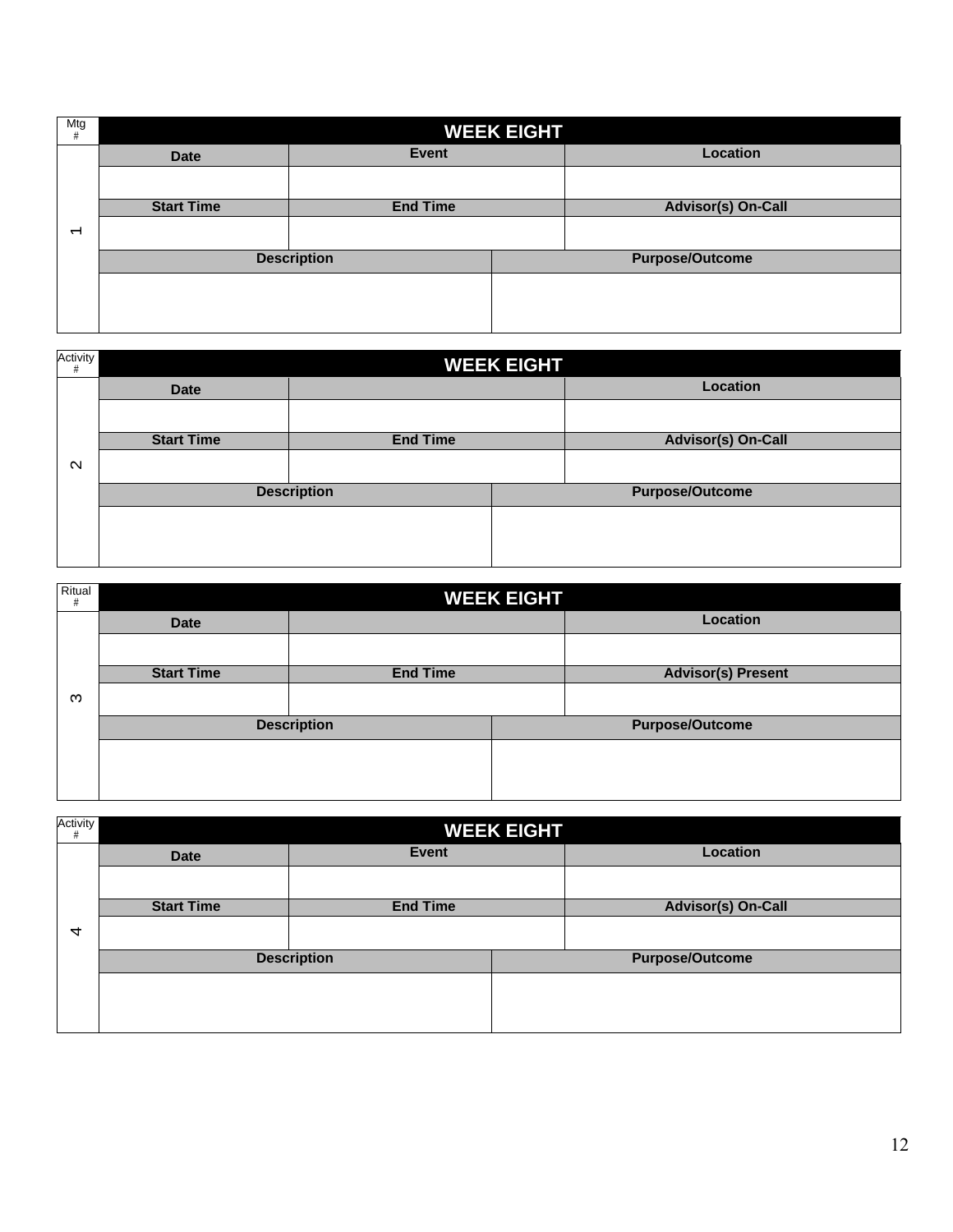| Mtg # | WEEK EIGHT | | |
|---|---|---|---|
| 1 | Date | Event | Location |
| | | | |
| | Start Time | End Time | Advisor(s) On-Call |
| | | | |
| | Description | | Purpose/Outcome |
| | | | |

| Activity # | WEEK EIGHT | | |
|---|---|---|---|
| 2 | Date | | Location |
| | | | |
| | Start Time | End Time | Advisor(s) On-Call |
| | | | |
| | Description | | Purpose/Outcome |
| | | | |

| Ritual # | WEEK EIGHT | | |
|---|---|---|---|
| 3 | Date | | Location |
| | | | |
| | Start Time | End Time | Advisor(s) Present |
| | | | |
| | Description | | Purpose/Outcome |
| | | | |

| Activity # | WEEK EIGHT | | |
|---|---|---|---|
| 4 | Date | Event | Location |
| | | | |
| | Start Time | End Time | Advisor(s) On-Call |
| | | | |
| | Description | | Purpose/Outcome |
| | | | |